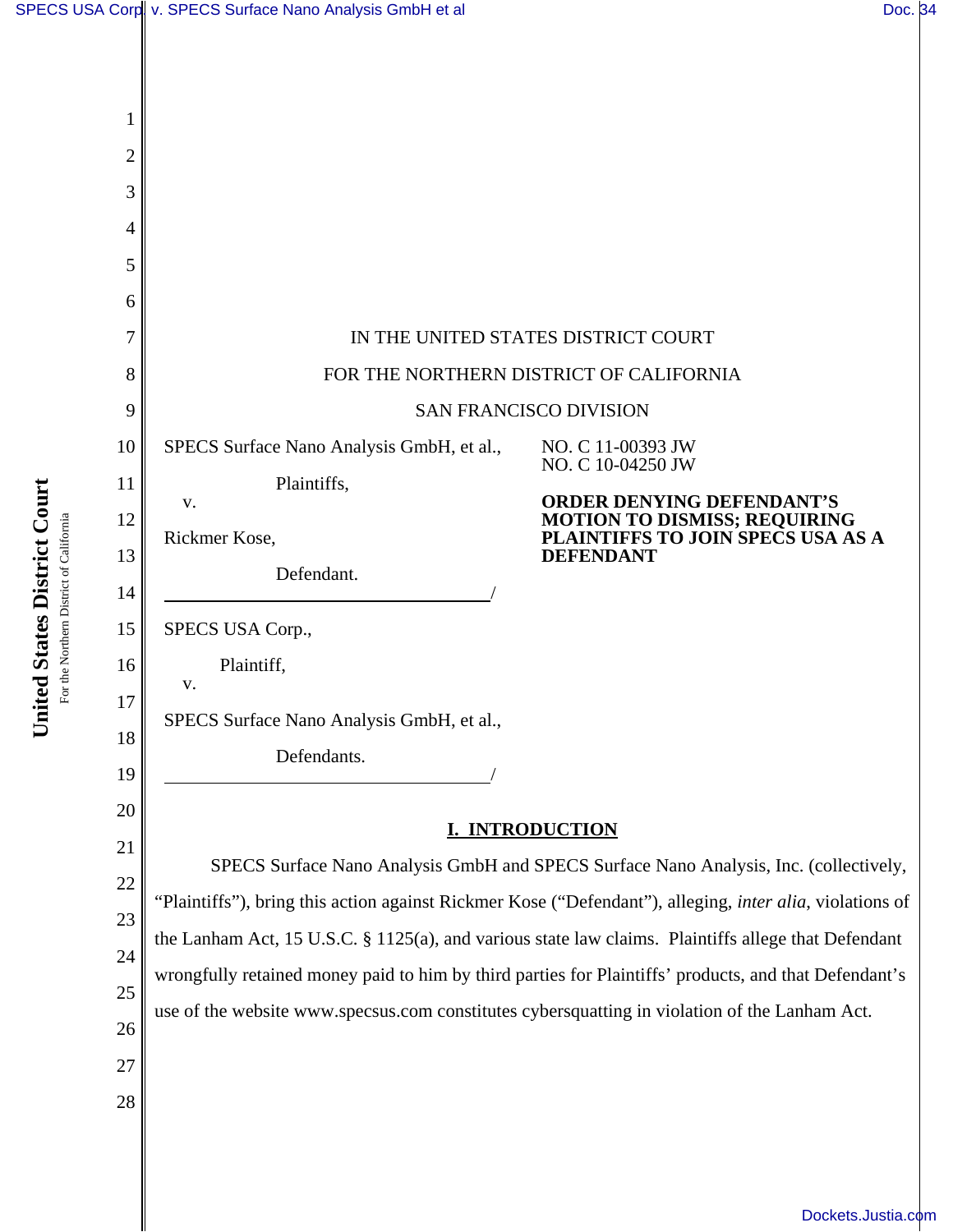IN THE UNITED STATES DISTRICT COURT

FOR THE NORTHERN DISTRICT OF CALIFORNIA

SAN FRANCISCO DIVISION

SPECS Surface Nano Analysis GmbH, et al.,

Plaintiffs,

v.

Rickmer Kose,

Defendant.

/

SPECS USA Corp.,

Plaintiff,

v.

SPECS Surface Nano Analysis GmbH, et al.,

Defendants.

/

NO. C 11-00393 JW
NO. C 10-04250 JW

**ORDER DENYING DEFENDANT'S MOTION TO DISMISS; REQUIRING PLAINTIFFS TO JOIN SPECS USA AS A DEFENDANT**

## I. INTRODUCTION

SPECS Surface Nano Analysis GmbH and SPECS Surface Nano Analysis, Inc. (collectively, "Plaintiffs"), bring this action against Rickmer Kose ("Defendant"), alleging, *inter alia*, violations of the Lanham Act, 15 U.S.C. § 1125(a), and various state law claims. Plaintiffs allege that Defendant wrongfully retained money paid to him by third parties for Plaintiffs' products, and that Defendant's use of the website www.specsus.com constitutes cybersquatting in violation of the Lanham Act.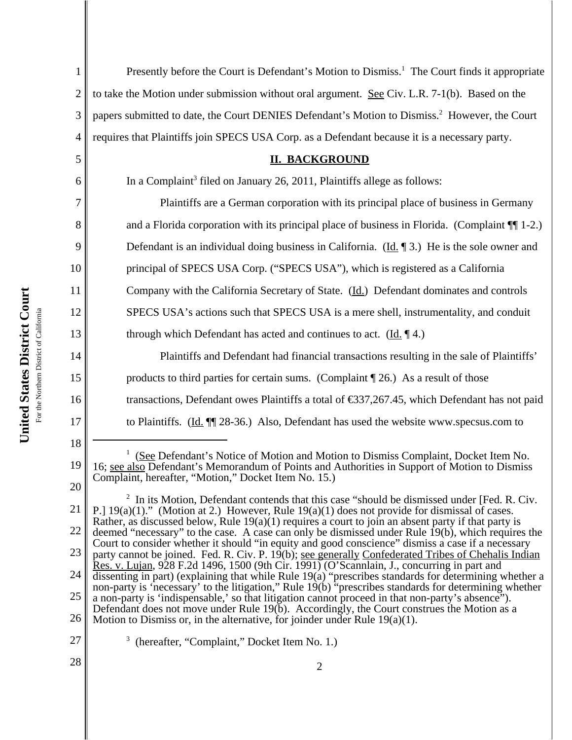Presently before the Court is Defendant's Motion to Dismiss.[1] The Court finds it appropriate to take the Motion under submission without oral argument. See Civ. L.R. 7-1(b). Based on the papers submitted to date, the Court DENIES Defendant's Motion to Dismiss.[2] However, the Court requires that Plaintiffs join SPECS USA Corp. as a Defendant because it is a necessary party.

## II. BACKGROUND

In a Complaint[3] filed on January 26, 2011, Plaintiffs allege as follows:

> Plaintiffs are a German corporation with its principal place of business in Germany and a Florida corporation with its principal place of business in Florida. (Complaint ¶¶ 1-2.) Defendant is an individual doing business in California. (Id. ¶ 3.) He is the sole owner and principal of SPECS USA Corp. ("SPECS USA"), which is registered as a California Company with the California Secretary of State. (Id.) Defendant dominates and controls SPECS USA's actions such that SPECS USA is a mere shell, instrumentality, and conduit through which Defendant has acted and continues to act. (Id. ¶ 4.)
>
> Plaintiffs and Defendant had financial transactions resulting in the sale of Plaintiffs' products to third parties for certain sums. (Complaint ¶ 26.) As a result of those transactions, Defendant owes Plaintiffs a total of €337,267.45, which Defendant has not paid to Plaintiffs. (Id. ¶¶ 28-36.) Also, Defendant has used the website www.specsus.com to

---

[1] (See Defendant's Notice of Motion and Motion to Dismiss Complaint, Docket Item No. 16; see also Defendant's Memorandum of Points and Authorities in Support of Motion to Dismiss Complaint, hereafter, "Motion," Docket Item No. 15.)

[2] In its Motion, Defendant contends that this case "should be dismissed under [Fed. R. Civ. P.] 19(a)(1)." (Motion at 2.) However, Rule 19(a)(1) does not provide for dismissal of cases. Rather, as discussed below, Rule 19(a)(1) requires a court to join an absent party if that party is deemed "necessary" to the case. A case can only be dismissed under Rule 19(b), which requires the Court to consider whether it should "in equity and good conscience" dismiss a case if a necessary party cannot be joined. Fed. R. Civ. P. 19(b); see generally Confederated Tribes of Chehalis Indian Res. v. Lujan, 928 F.2d 1496, 1500 (9th Cir. 1991) (O'Scannlain, J., concurring in part and dissenting in part) (explaining that while Rule 19(a) "prescribes standards for determining whether a non-party is 'necessary' to the litigation," Rule 19(b) "prescribes standards for determining whether a non-party is 'indispensable,' so that litigation cannot proceed in that non-party's absence"). Defendant does not move under Rule 19(b). Accordingly, the Court construes the Motion as a Motion to Dismiss or, in the alternative, for joinder under Rule 19(a)(1).

[3] (hereafter, "Complaint," Docket Item No. 1.)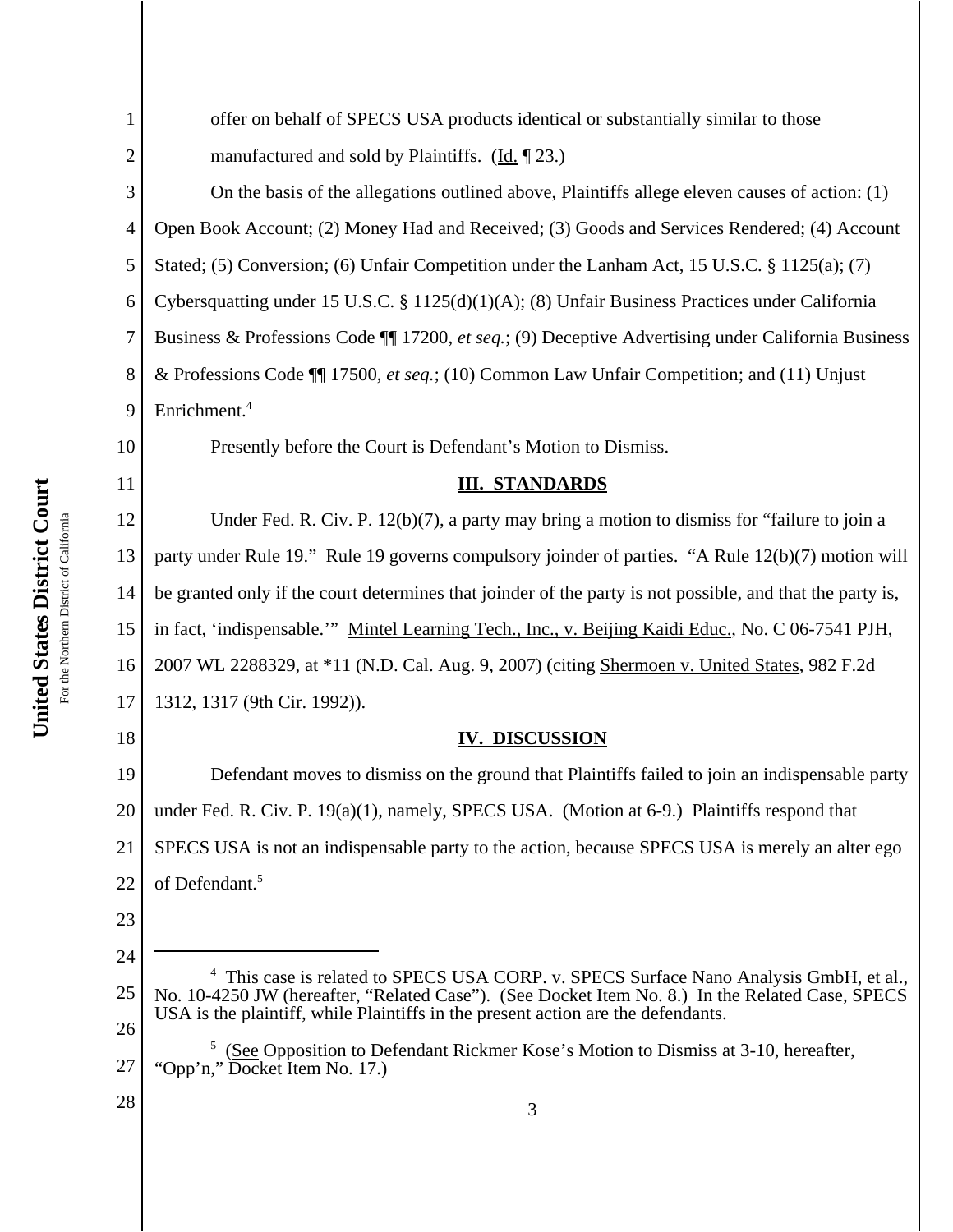offer on behalf of SPECS USA products identical or substantially similar to those manufactured and sold by Plaintiffs. (Id. ¶ 23.)

On the basis of the allegations outlined above, Plaintiffs allege eleven causes of action: (1) Open Book Account; (2) Money Had and Received; (3) Goods and Services Rendered; (4) Account Stated; (5) Conversion; (6) Unfair Competition under the Lanham Act, 15 U.S.C. § 1125(a); (7) Cybersquatting under 15 U.S.C. § 1125(d)(1)(A); (8) Unfair Business Practices under California Business & Professions Code ¶¶ 17200, *et seq.*; (9) Deceptive Advertising under California Business & Professions Code ¶¶ 17500, *et seq.*; (10) Common Law Unfair Competition; and (11) Unjust Enrichment.[4]

Presently before the Court is Defendant's Motion to Dismiss.

## III. STANDARDS

Under Fed. R. Civ. P. 12(b)(7), a party may bring a motion to dismiss for "failure to join a party under Rule 19." Rule 19 governs compulsory joinder of parties. "A Rule 12(b)(7) motion will be granted only if the court determines that joinder of the party is not possible, and that the party is, in fact, 'indispensable.'" Mintel Learning Tech., Inc., v. Beijing Kaidi Educ., No. C 06-7541 PJH, 2007 WL 2288329, at *11 (N.D. Cal. Aug. 9, 2007) (citing Shermoen v. United States, 982 F.2d 1312, 1317 (9th Cir. 1992)).

## IV. DISCUSSION

Defendant moves to dismiss on the ground that Plaintiffs failed to join an indispensable party under Fed. R. Civ. P. 19(a)(1), namely, SPECS USA. (Motion at 6-9.) Plaintiffs respond that SPECS USA is not an indispensable party to the action, because SPECS USA is merely an alter ego of Defendant.[5]

---

[4] This case is related to SPECS USA CORP. v. SPECS Surface Nano Analysis GmbH, et al., No. 10-4250 JW (hereafter, "Related Case"). (See Docket Item No. 8.) In the Related Case, SPECS USA is the plaintiff, while Plaintiffs in the present action are the defendants.

[5] (See Opposition to Defendant Rickmer Kose's Motion to Dismiss at 3-10, hereafter, "Opp'n," Docket Item No. 17.)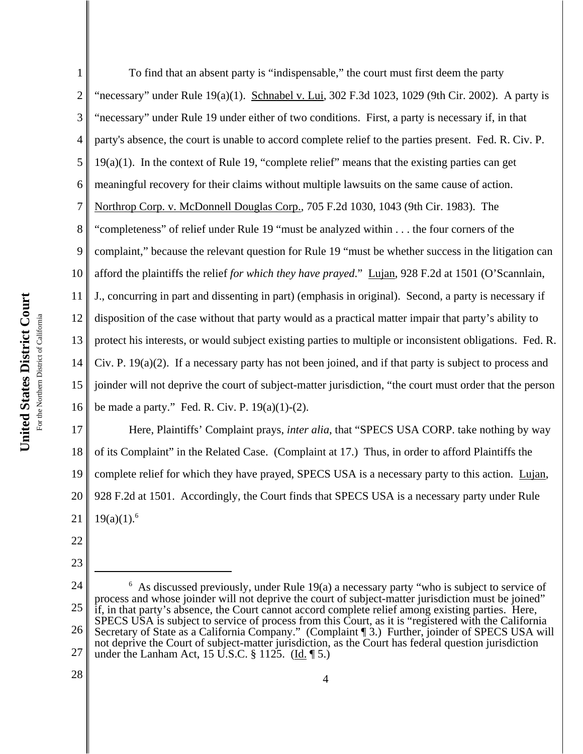To find that an absent party is "indispensable," the court must first deem the party "necessary" under Rule 19(a)(1). Schnabel v. Lui, 302 F.3d 1023, 1029 (9th Cir. 2002). A party is "necessary" under Rule 19 under either of two conditions. First, a party is necessary if, in that party's absence, the court is unable to accord complete relief to the parties present. Fed. R. Civ. P. 19(a)(1). In the context of Rule 19, "complete relief" means that the existing parties can get meaningful recovery for their claims without multiple lawsuits on the same cause of action. Northrop Corp. v. McDonnell Douglas Corp., 705 F.2d 1030, 1043 (9th Cir. 1983). The "completeness" of relief under Rule 19 "must be analyzed within . . . the four corners of the complaint," because the relevant question for Rule 19 "must be whether success in the litigation can afford the plaintiffs the relief *for which they have prayed*." Lujan, 928 F.2d at 1501 (O'Scannlain, J., concurring in part and dissenting in part) (emphasis in original). Second, a party is necessary if disposition of the case without that party would as a practical matter impair that party's ability to protect his interests, or would subject existing parties to multiple or inconsistent obligations. Fed. R. Civ. P. 19(a)(2). If a necessary party has not been joined, and if that party is subject to process and joinder will not deprive the court of subject-matter jurisdiction, "the court must order that the person be made a party." Fed. R. Civ. P. 19(a)(1)-(2).

Here, Plaintiffs' Complaint prays, *inter alia*, that "SPECS USA CORP. take nothing by way of its Complaint" in the Related Case. (Complaint at 17.) Thus, in order to afford Plaintiffs the complete relief for which they have prayed, SPECS USA is a necessary party to this action. Lujan, 928 F.2d at 1501. Accordingly, the Court finds that SPECS USA is a necessary party under Rule 19(a)(1).[6]

---

[6] As discussed previously, under Rule 19(a) a necessary party "who is subject to service of process and whose joinder will not deprive the court of subject-matter jurisdiction must be joined" if, in that party's absence, the Court cannot accord complete relief among existing parties. Here, SPECS USA is subject to service of process from this Court, as it is "registered with the California Secretary of State as a California Company." (Complaint ¶ 3.) Further, joinder of SPECS USA will not deprive the Court of subject-matter jurisdiction, as the Court has federal question jurisdiction under the Lanham Act, 15 U.S.C. § 1125. (Id. ¶ 5.)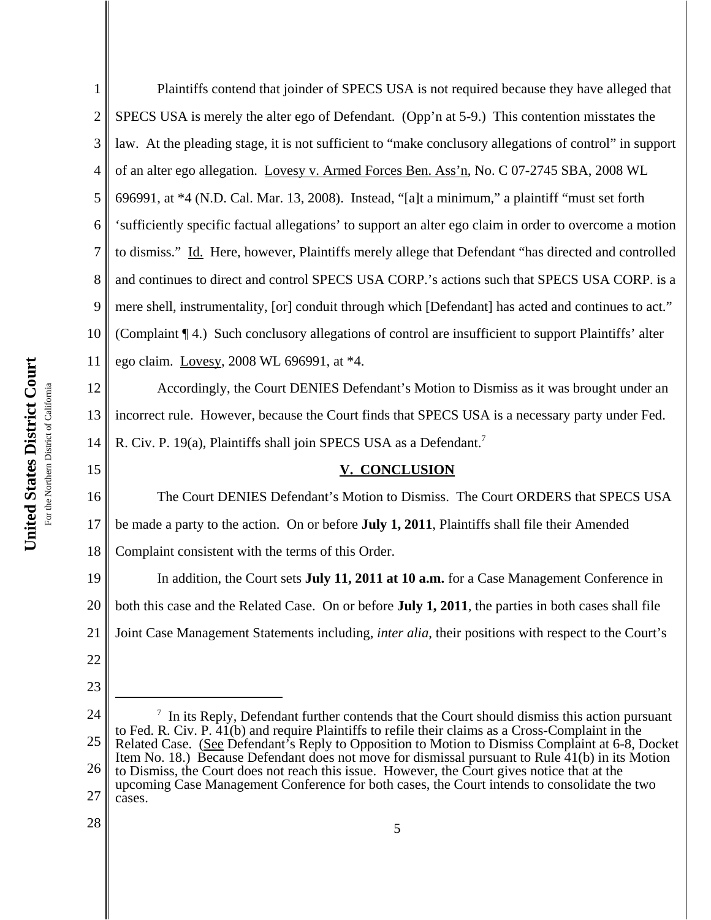Plaintiffs contend that joinder of SPECS USA is not required because they have alleged that SPECS USA is merely the alter ego of Defendant. (Opp'n at 5-9.) This contention misstates the law. At the pleading stage, it is not sufficient to "make conclusory allegations of control" in support of an alter ego allegation. Lovesy v. Armed Forces Ben. Ass'n, No. C 07-2745 SBA, 2008 WL 696991, at *4 (N.D. Cal. Mar. 13, 2008). Instead, "[a]t a minimum," a plaintiff "must set forth 'sufficiently specific factual allegations' to support an alter ego claim in order to overcome a motion to dismiss." Id. Here, however, Plaintiffs merely allege that Defendant "has directed and controlled and continues to direct and control SPECS USA CORP.'s actions such that SPECS USA CORP. is a mere shell, instrumentality, [or] conduit through which [Defendant] has acted and continues to act." (Complaint ¶ 4.) Such conclusory allegations of control are insufficient to support Plaintiffs' alter ego claim. Lovesy, 2008 WL 696991, at *4.

Accordingly, the Court DENIES Defendant's Motion to Dismiss as it was brought under an incorrect rule. However, because the Court finds that SPECS USA is a necessary party under Fed. R. Civ. P. 19(a), Plaintiffs shall join SPECS USA as a Defendant.[7]

## V. CONCLUSION

The Court DENIES Defendant's Motion to Dismiss. The Court ORDERS that SPECS USA be made a party to the action. On or before **July 1, 2011**, Plaintiffs shall file their Amended Complaint consistent with the terms of this Order.

In addition, the Court sets **July 11, 2011 at 10 a.m.** for a Case Management Conference in both this case and the Related Case. On or before **July 1, 2011**, the parties in both cases shall file Joint Case Management Statements including, *inter alia*, their positions with respect to the Court's

---

[7] In its Reply, Defendant further contends that the Court should dismiss this action pursuant to Fed. R. Civ. P. 41(b) and require Plaintiffs to refile their claims as a Cross-Complaint in the Related Case. (See Defendant's Reply to Opposition to Motion to Dismiss Complaint at 6-8, Docket Item No. 18.) Because Defendant does not move for dismissal pursuant to Rule 41(b) in its Motion to Dismiss, the Court does not reach this issue. However, the Court gives notice that at the upcoming Case Management Conference for both cases, the Court intends to consolidate the two cases.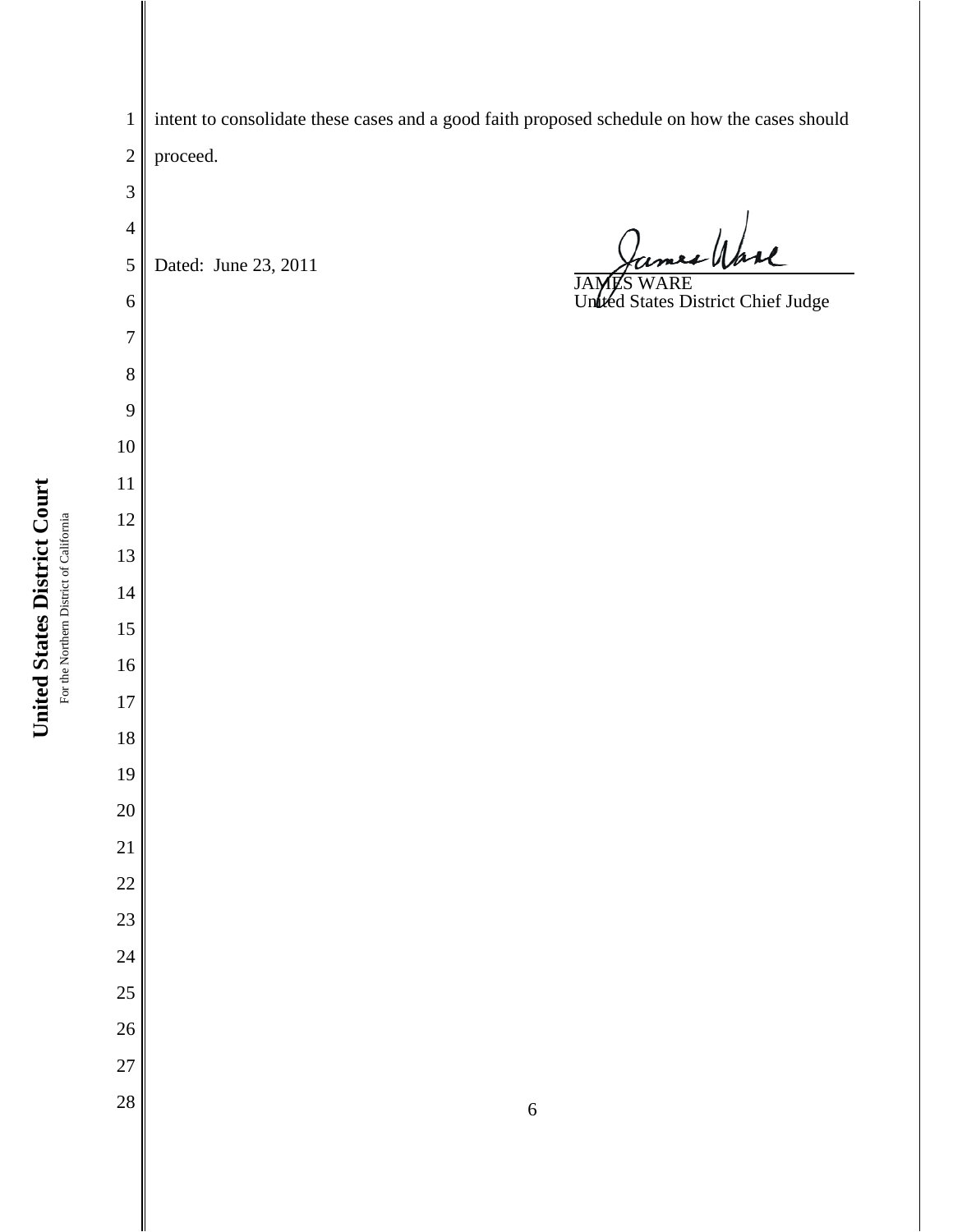intent to consolidate these cases and a good faith proposed schedule on how the cases should proceed.

Dated: June 23, 2011

JAMES WARE
United States District Chief Judge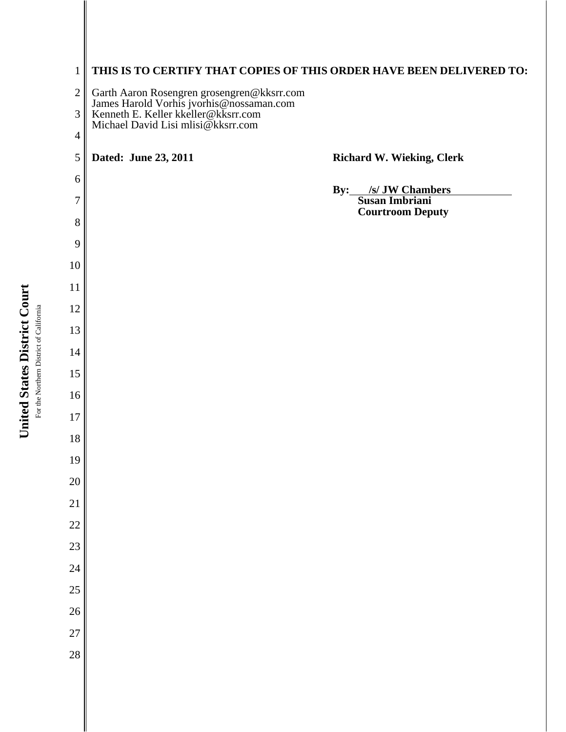**THIS IS TO CERTIFY THAT COPIES OF THIS ORDER HAVE BEEN DELIVERED TO:**

Garth Aaron Rosengren grosengren@kksrr.com
James Harold Vorhis jvorhis@nossaman.com
Kenneth E. Keller kkeller@kksrr.com
Michael David Lisi mlisi@kksrr.com

**Dated: June 23, 2011**

**Richard W. Wieking, Clerk**

**By: /s/ JW Chambers**
**Susan Imbriani**
**Courtroom Deputy**